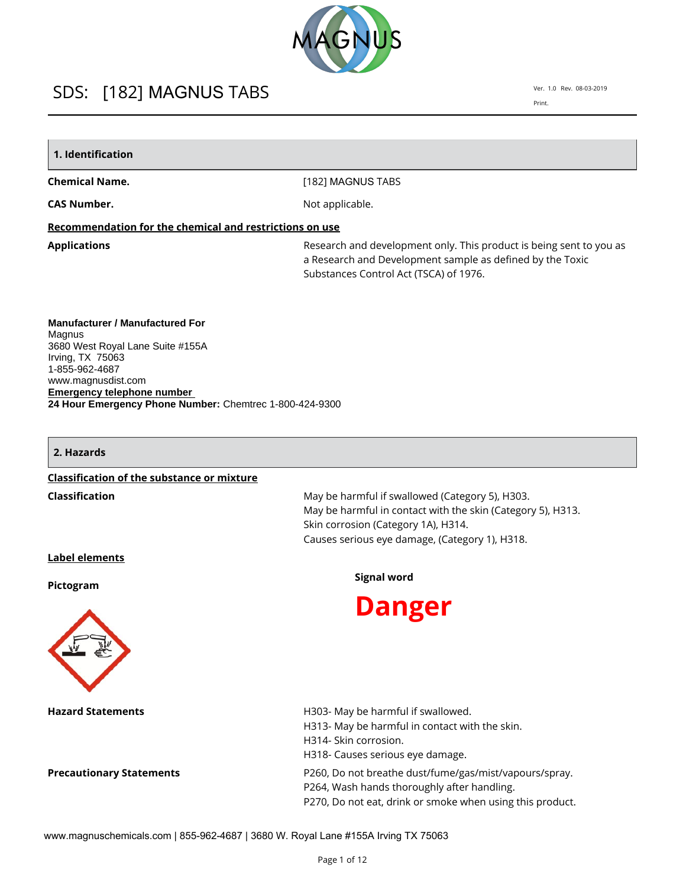# SDS: [182] MAGNUS TABS

Ver. 1.0 Rev. 08-03-2019

Print.

## 1. Identification

**Chemical Name.** [182] MAGNUS TABS

**CAS Number.** Not applicable.

**Recommendation for the chemical and restrictions on use**

**Applications** Research and development only. This product is being sent to you as a Research and Development sample as defined by the Toxic Substances Control Act (TSCA) of 1976.

**Manufacturer / Manufactured For**
Magnus
3680 West Royal Lane Suite #155A
Irving, TX 75063
1-855-962-4687
www.magnusdist.com

**Emergency telephone number**
**24 Hour Emergency Phone Number:** Chemtrec 1-800-424-9300

## 2. Hazards

**Classification of the substance or mixture**

**Classification**
May be harmful if swallowed (Category 5), H303.
May be harmful in contact with the skin (Category 5), H313.
Skin corrosion (Category 1A), H314.
Causes serious eye damage, (Category 1), H318.

**Label elements**

**Pictogram**

**Signal word**

**Danger**

**Hazard Statements**
H303- May be harmful if swallowed.
H313- May be harmful in contact with the skin.
H314- Skin corrosion.
H318- Causes serious eye damage.

**Precautionary Statements**
P260, Do not breathe dust/fume/gas/mist/vapours/spray.
P264, Wash hands thoroughly after handling.
P270, Do not eat, drink or smoke when using this product.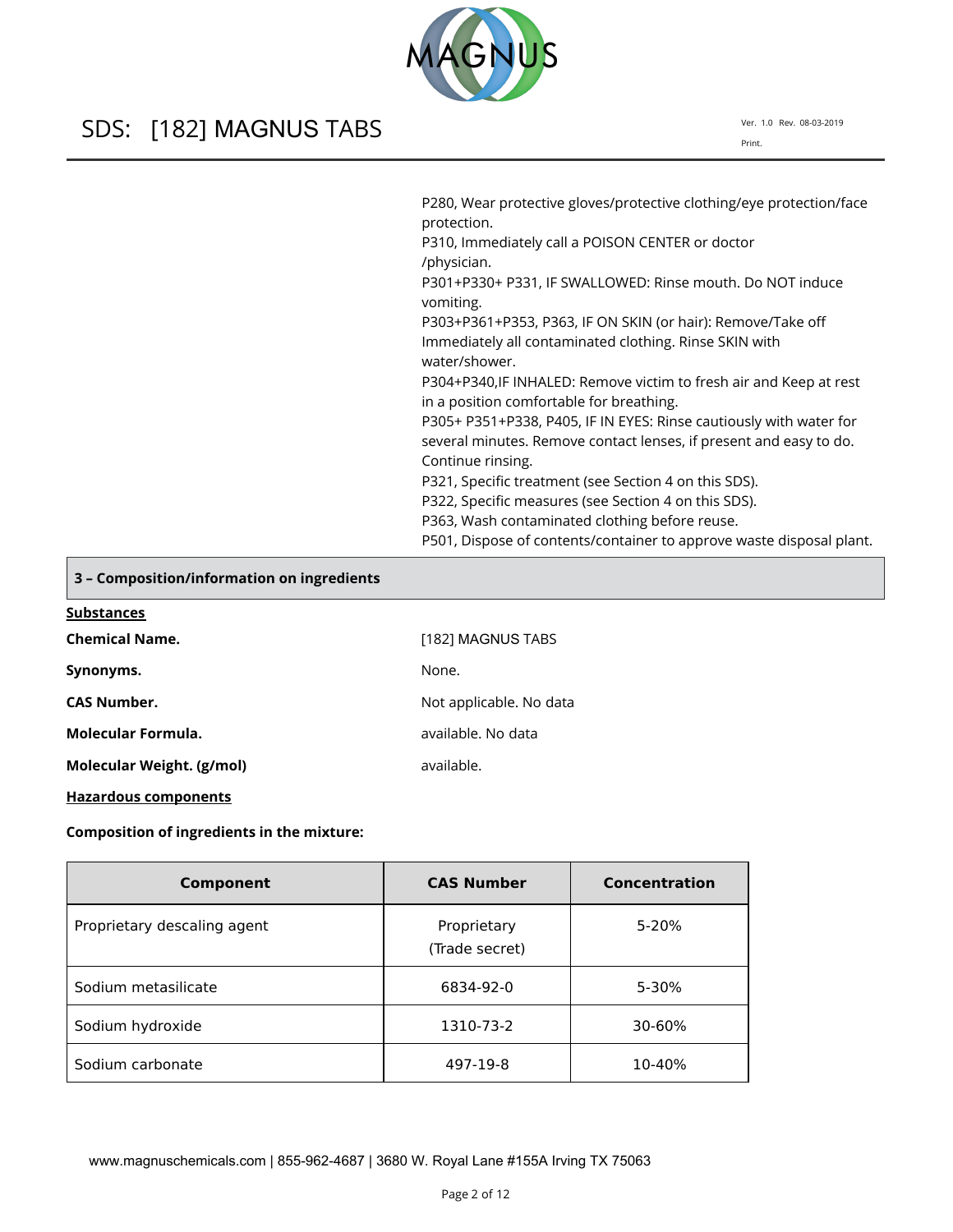P280, Wear protective gloves/protective clothing/eye protection/face protection.
P310, Immediately call a POISON CENTER or doctor /physician.
P301+P330+ P331, IF SWALLOWED: Rinse mouth. Do NOT induce vomiting.
P303+P361+P353, P363, IF ON SKIN (or hair): Remove/Take off Immediately all contaminated clothing. Rinse SKIN with water/shower.
P304+P340,IF INHALED: Remove victim to fresh air and Keep at rest in a position comfortable for breathing.
P305+ P351+P338, P405, IF IN EYES: Rinse cautiously with water for several minutes. Remove contact lenses, if present and easy to do. Continue rinsing.
P321, Specific treatment (see Section 4 on this SDS).
P322, Specific measures (see Section 4 on this SDS).
P363, Wash contaminated clothing before reuse.
P501, Dispose of contents/container to approve waste disposal plant.

## 3 – Composition/information on ingredients

**Substances**

**Chemical Name.** [182] MAGNUS TABS

**Synonyms.** None.

**CAS Number.** Not applicable. No data

**Molecular Formula.** available. No data

**Molecular Weight. (g/mol)** available.

**Hazardous components**

**Composition of ingredients in the mixture:**

| Component | CAS Number | Concentration |
|---|---|---|
| Proprietary descaling agent | Proprietary (Trade secret) | 5-20% |
| Sodium metasilicate | 6834-92-0 | 5-30% |
| Sodium hydroxide | 1310-73-2 | 30-60% |
| Sodium carbonate | 497-19-8 | 10-40% |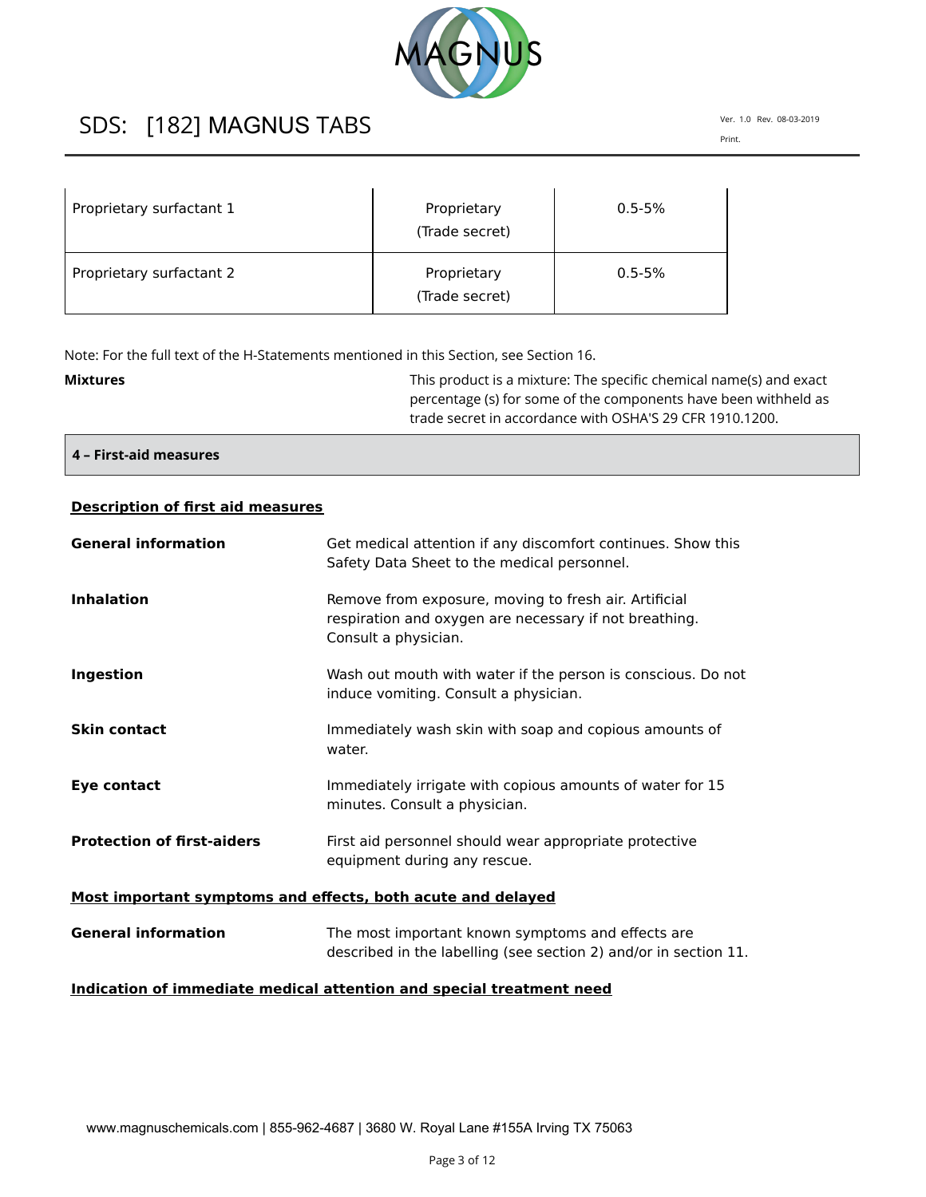| Proprietary surfactant 1 | Proprietary (Trade secret) | 0.5-5% |
| --- | --- | --- |
| Proprietary surfactant 2 | Proprietary (Trade secret) | 0.5-5% |

Note: For the full text of the H-Statements mentioned in this Section, see Section 16.

**Mixtures** This product is a mixture: The specific chemical name(s) and exact percentage (s) for some of the components have been withheld as trade secret in accordance with OSHA'S 29 CFR 1910.1200.

## 4 – First-aid measures

### Description of first aid measures

**General information** Get medical attention if any discomfort continues. Show this Safety Data Sheet to the medical personnel.

**Inhalation** Remove from exposure, moving to fresh air. Artificial respiration and oxygen are necessary if not breathing. Consult a physician.

**Ingestion** Wash out mouth with water if the person is conscious. Do not induce vomiting. Consult a physician.

**Skin contact** Immediately wash skin with soap and copious amounts of water.

**Eye contact** Immediately irrigate with copious amounts of water for 15 minutes. Consult a physician.

**Protection of first-aiders** First aid personnel should wear appropriate protective equipment during any rescue.

### Most important symptoms and effects, both acute and delayed

**General information** The most important known symptoms and effects are described in the labelling (see section 2) and/or in section 11.

### Indication of immediate medical attention and special treatment need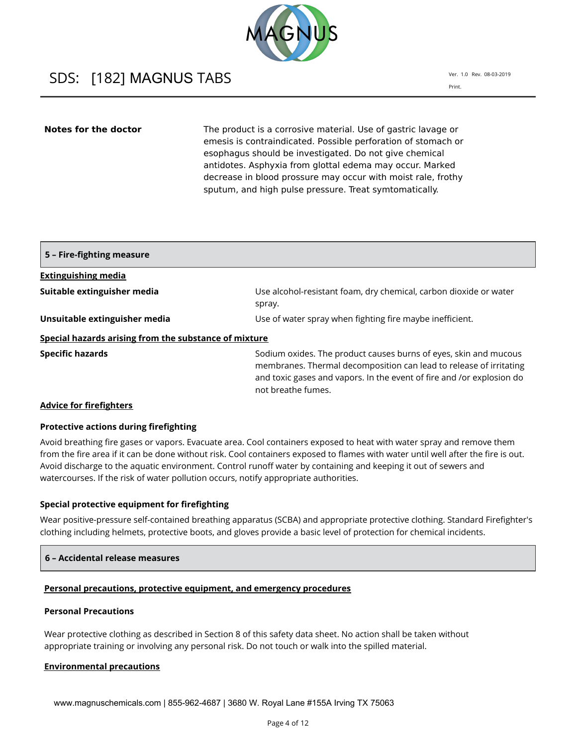**Notes for the doctor**

The product is a corrosive material. Use of gastric lavage or emesis is contraindicated. Possible perforation of stomach or esophagus should be investigated. Do not give chemical antidotes. Asphyxia from glottal edema may occur. Marked decrease in blood prossure may occur with moist rale, frothy sputum, and high pulse pressure. Treat symtomatically.

## 5 – Fire-fighting measure

**Extinguishing media**

| | |
|---|---|
| **Suitable extinguisher media** | Use alcohol-resistant foam, dry chemical, carbon dioxide or water spray. |
| **Unsuitable extinguisher media** | Use of water spray when fighting fire maybe inefficient. |

**Special hazards arising from the substance of mixture**

| | |
|---|---|
| **Specific hazards** | Sodium oxides. The product causes burns of eyes, skin and mucous membranes. Thermal decomposition can lead to release of irritating and toxic gases and vapors. In the event of fire and /or explosion do not breathe fumes. |

**Advice for firefighters**

**Protective actions during firefighting**

Avoid breathing fire gases or vapors. Evacuate area. Cool containers exposed to heat with water spray and remove them from the fire area if it can be done without risk. Cool containers exposed to flames with water until well after the fire is out. Avoid discharge to the aquatic environment. Control runoff water by containing and keeping it out of sewers and watercourses. If the risk of water pollution occurs, notify appropriate authorities.

**Special protective equipment for firefighting**

Wear positive-pressure self-contained breathing apparatus (SCBA) and appropriate protective clothing. Standard Firefighter's clothing including helmets, protective boots, and gloves provide a basic level of protection for chemical incidents.

## 6 – Accidental release measures

**Personal precautions, protective equipment, and emergency procedures**

**Personal Precautions**

Wear protective clothing as described in Section 8 of this safety data sheet. No action shall be taken without appropriate training or involving any personal risk. Do not touch or walk into the spilled material.

**Environmental precautions**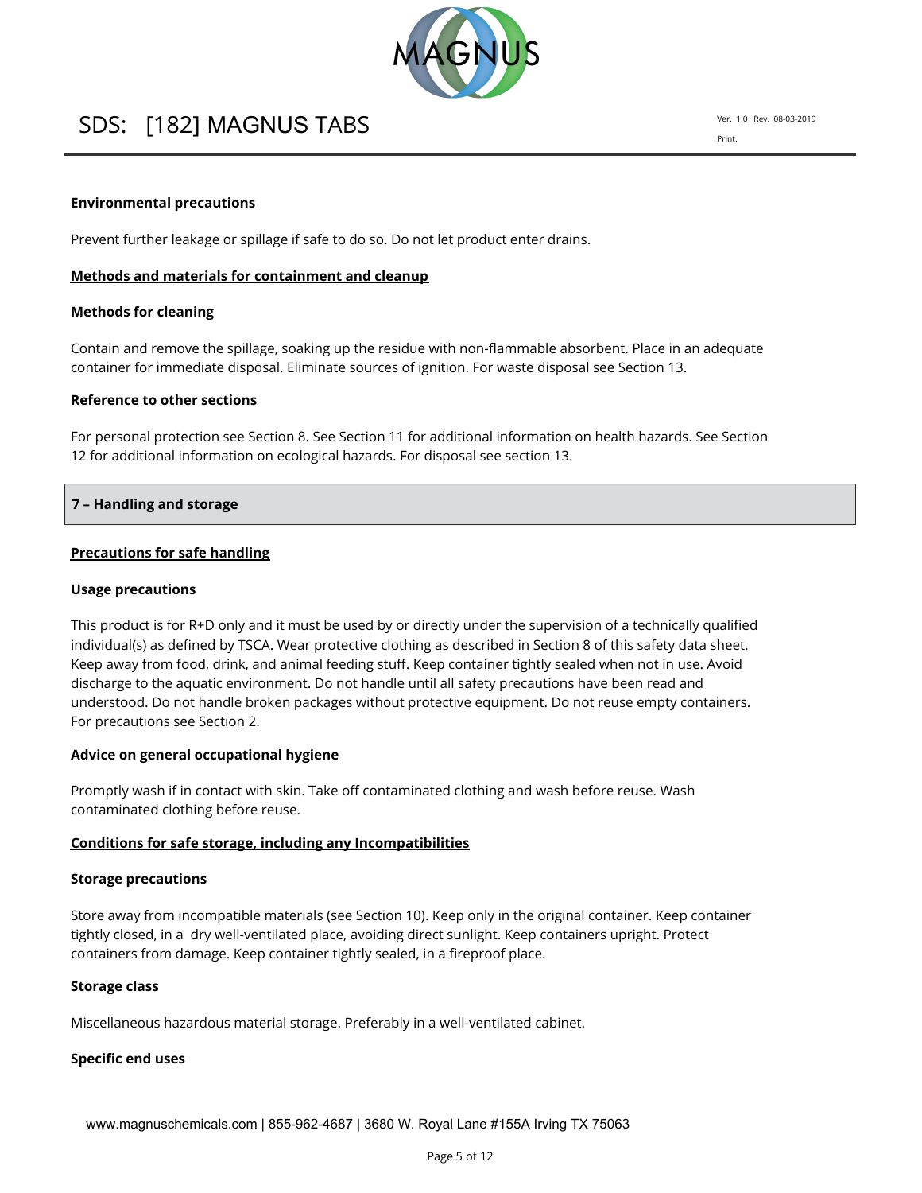**Environmental precautions**

Prevent further leakage or spillage if safe to do so. Do not let product enter drains.

**Methods and materials for containment and cleanup**

**Methods for cleaning**

Contain and remove the spillage, soaking up the residue with non-flammable absorbent. Place in an adequate container for immediate disposal. Eliminate sources of ignition. For waste disposal see Section 13.

**Reference to other sections**

For personal protection see Section 8. See Section 11 for additional information on health hazards. See Section 12 for additional information on ecological hazards. For disposal see section 13.

## 7 – Handling and storage

**Precautions for safe handling**

**Usage precautions**

This product is for R+D only and it must be used by or directly under the supervision of a technically qualified individual(s) as defined by TSCA. Wear protective clothing as described in Section 8 of this safety data sheet. Keep away from food, drink, and animal feeding stuff. Keep container tightly sealed when not in use. Avoid discharge to the aquatic environment. Do not handle until all safety precautions have been read and understood. Do not handle broken packages without protective equipment. Do not reuse empty containers. For precautions see Section 2.

**Advice on general occupational hygiene**

Promptly wash if in contact with skin. Take off contaminated clothing and wash before reuse. Wash contaminated clothing before reuse.

**Conditions for safe storage, including any Incompatibilities**

**Storage precautions**

Store away from incompatible materials (see Section 10). Keep only in the original container. Keep container tightly closed, in a dry well-ventilated place, avoiding direct sunlight. Keep containers upright. Protect containers from damage. Keep container tightly sealed, in a fireproof place.

**Storage class**

Miscellaneous hazardous material storage. Preferably in a well-ventilated cabinet.

**Specific end uses**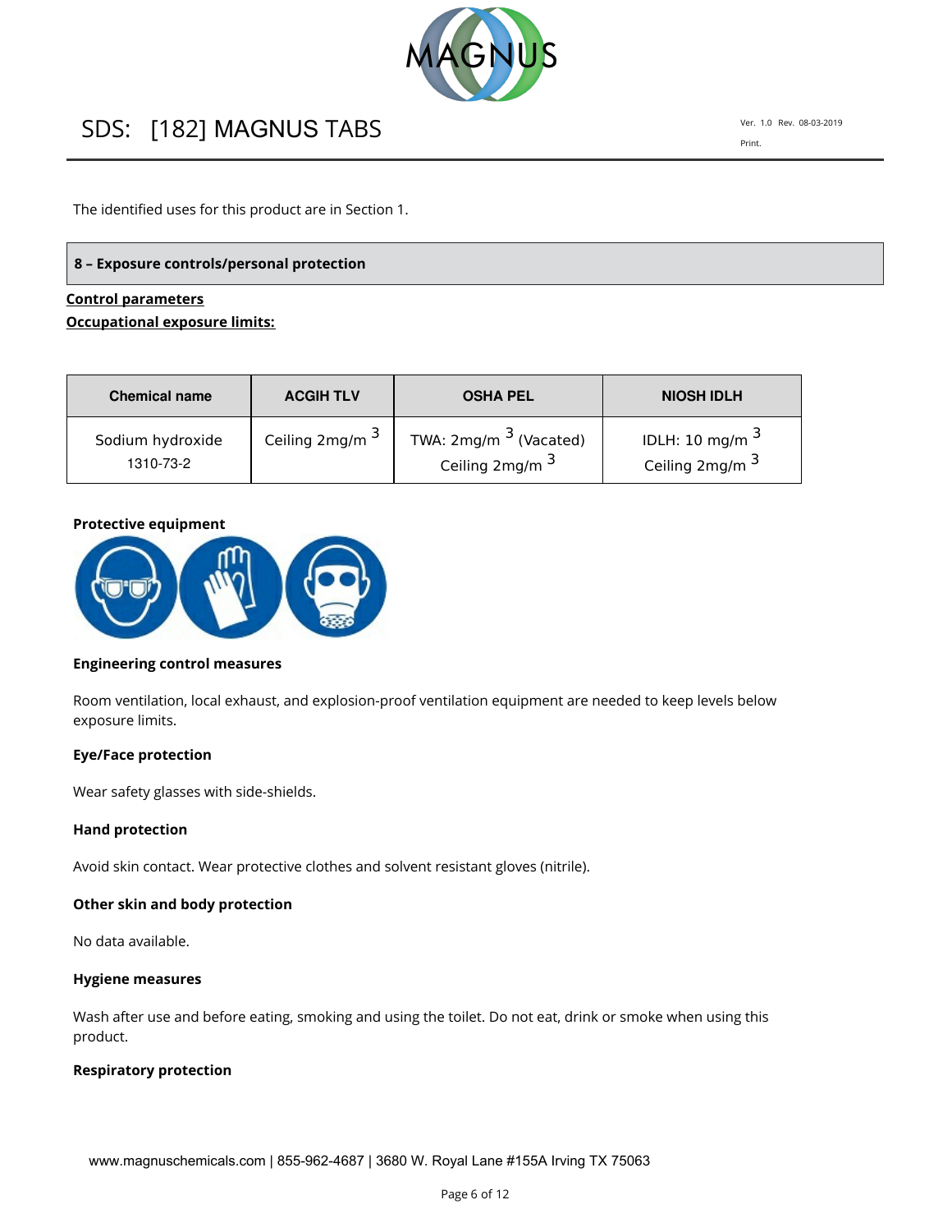The identified uses for this product are in Section 1.

## 8 – Exposure controls/personal protection

**Control parameters**

**Occupational exposure limits:**

| Chemical name | ACGIH TLV | OSHA PEL | NIOSH IDLH |
|---|---|---|---|
| Sodium hydroxide 1310-73-2 | Ceiling 2mg/m $^3$ | TWA: 2mg/m $^3$ (Vacated) Ceiling 2mg/m $^3$ | IDLH: 10 mg/m $^3$ Ceiling 2mg/m $^3$ |

**Protective equipment**

**Engineering control measures**

Room ventilation, local exhaust, and explosion-proof ventilation equipment are needed to keep levels below exposure limits.

**Eye/Face protection**

Wear safety glasses with side-shields.

**Hand protection**

Avoid skin contact. Wear protective clothes and solvent resistant gloves (nitrile).

**Other skin and body protection**

No data available.

**Hygiene measures**

Wash after use and before eating, smoking and using the toilet. Do not eat, drink or smoke when using this product.

**Respiratory protection**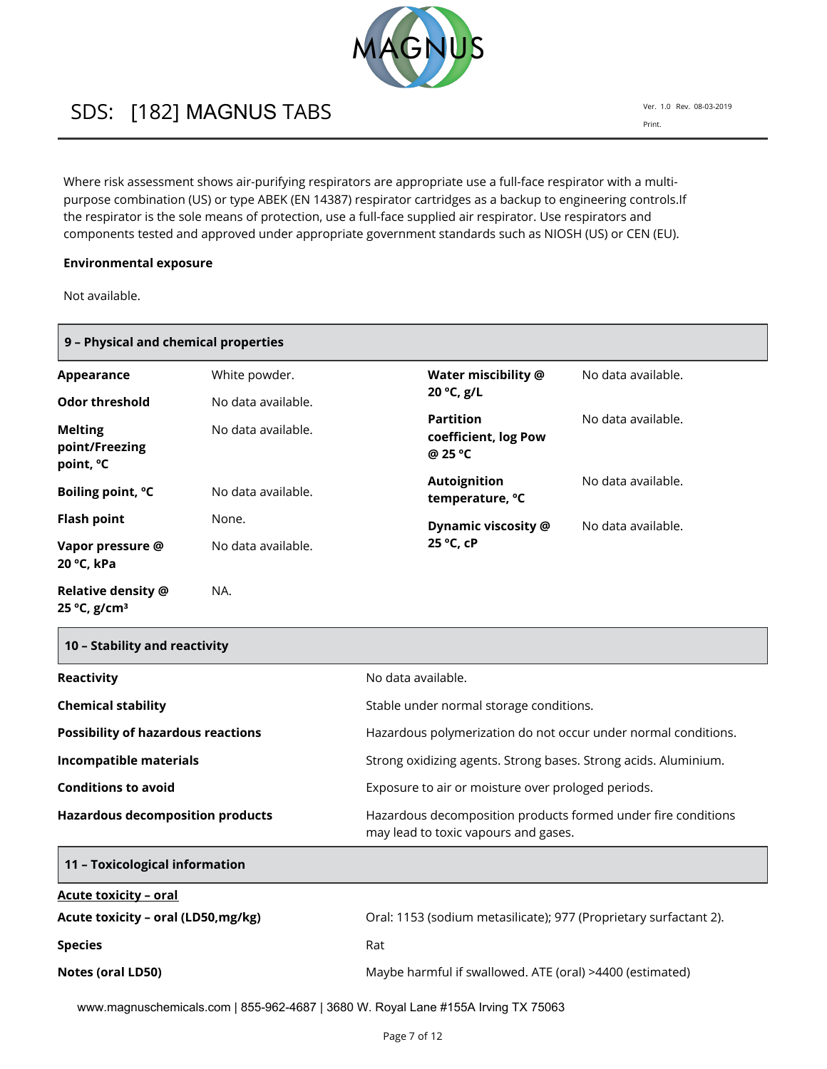Where risk assessment shows air-purifying respirators are appropriate use a full-face respirator with a multi-purpose combination (US) or type ABEK (EN 14387) respirator cartridges as a backup to engineering controls.If the respirator is the sole means of protection, use a full-face supplied air respirator. Use respirators and components tested and approved under appropriate government standards such as NIOSH (US) or CEN (EU).

**Environmental exposure**

Not available.

## 9 – Physical and chemical properties

| Property | Value |
|---|---|
| **Appearance** | White powder. |
| **Odor threshold** | No data available. |
| **Melting point/Freezing point, °C** | No data available. |
| **Boiling point, °C** | No data available. |
| **Flash point** | None. |
| **Vapor pressure @ 20 °C, kPa** | No data available. |
| **Relative density @ 25 °C, g/cm³** | NA. |
| **Water miscibility @ 20 °C, g/L** | No data available. |
| **Partition coefficient, log Pow @ 25 °C** | No data available. |
| **Autoignition temperature, °C** | No data available. |
| **Dynamic viscosity @ 25 °C, cP** | No data available. |

## 10 – Stability and reactivity

| | |
|---|---|
| **Reactivity** | No data available. |
| **Chemical stability** | Stable under normal storage conditions. |
| **Possibility of hazardous reactions** | Hazardous polymerization do not occur under normal conditions. |
| **Incompatible materials** | Strong oxidizing agents. Strong bases. Strong acids. Aluminium. |
| **Conditions to avoid** | Exposure to air or moisture over prologed periods. |
| **Hazardous decomposition products** | Hazardous decomposition products formed under fire conditions may lead to toxic vapours and gases. |

## 11 – Toxicological information

**Acute toxicity – oral**

| | |
|---|---|
| **Acute toxicity – oral (LD50,mg/kg)** | Oral: 1153 (sodium metasilicate); 977 (Proprietary surfactant 2). |
| **Species** | Rat |
| **Notes (oral LD50)** | Maybe harmful if swallowed. ATE (oral) >4400 (estimated) |

www.magnuschemicals.com | 855-962-4687 | 3680 W. Royal Lane #155A Irving TX 75063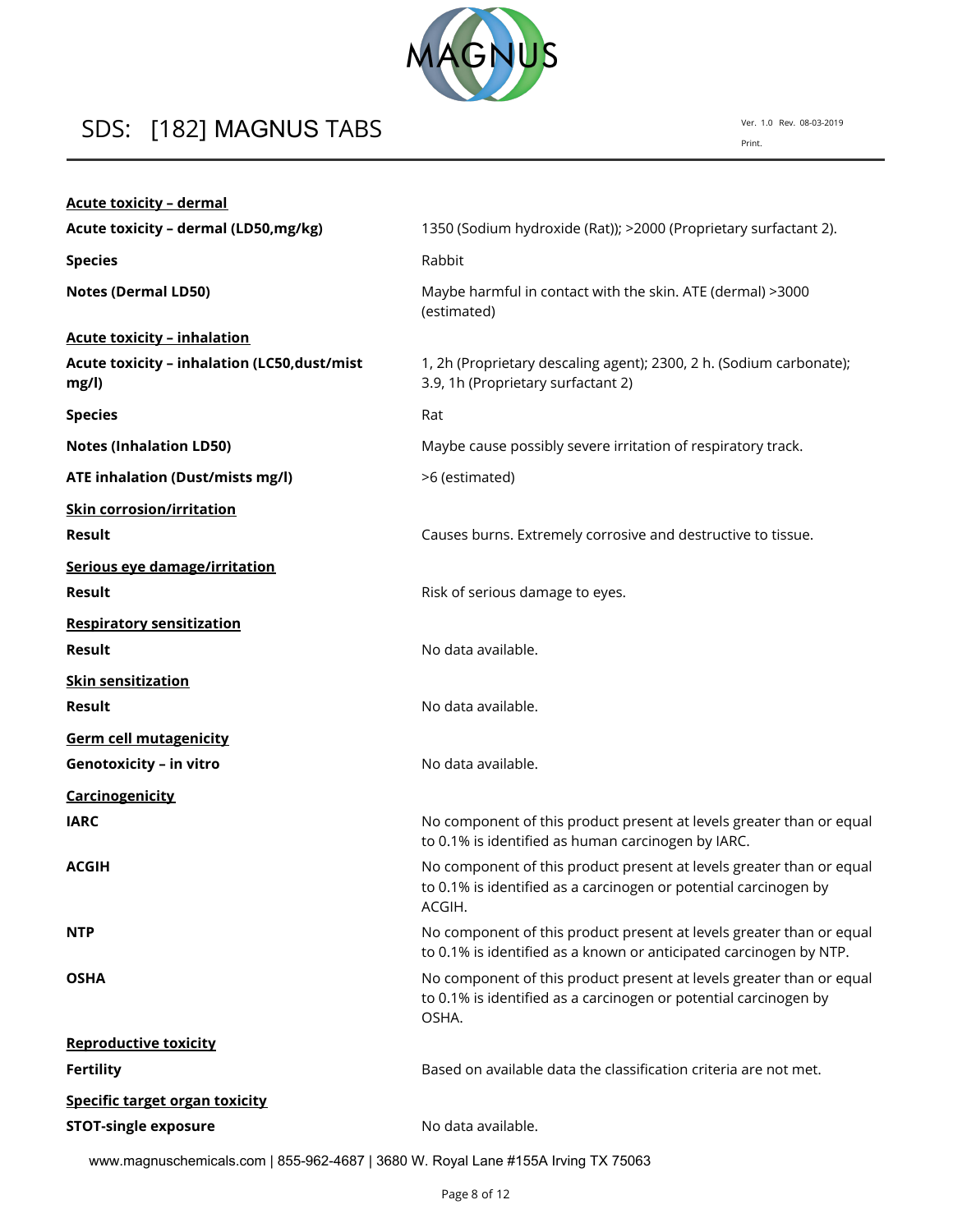**Acute toxicity – dermal**

| | |
|---|---|
| **Acute toxicity – dermal (LD50,mg/kg)** | 1350 (Sodium hydroxide (Rat)); >2000 (Proprietary surfactant 2). |
| **Species** | Rabbit |
| **Notes (Dermal LD50)** | Maybe harmful in contact with the skin. ATE (dermal) >3000 (estimated) |

**Acute toxicity – inhalation**

| | |
|---|---|
| **Acute toxicity – inhalation (LC50,dust/mist mg/l)** | 1, 2h (Proprietary descaling agent); 2300, 2 h. (Sodium carbonate); 3.9, 1h (Proprietary surfactant 2) |
| **Species** | Rat |
| **Notes (Inhalation LD50)** | Maybe cause possibly severe irritation of respiratory track. |
| **ATE inhalation (Dust/mists mg/l)** | >6 (estimated) |

**Skin corrosion/irritation**

| | |
|---|---|
| **Result** | Causes burns. Extremely corrosive and destructive to tissue. |

**Serious eye damage/irritation**

| | |
|---|---|
| **Result** | Risk of serious damage to eyes. |

**Respiratory sensitization**

| | |
|---|---|
| **Result** | No data available. |

**Skin sensitization**

| | |
|---|---|
| **Result** | No data available. |

**Germ cell mutagenicity**

| | |
|---|---|
| **Genotoxicity – in vitro** | No data available. |

**Carcinogenicity**

| | |
|---|---|
| **IARC** | No component of this product present at levels greater than or equal to 0.1% is identified as human carcinogen by IARC. |
| **ACGIH** | No component of this product present at levels greater than or equal to 0.1% is identified as a carcinogen or potential carcinogen by ACGIH. |
| **NTP** | No component of this product present at levels greater than or equal to 0.1% is identified as a known or anticipated carcinogen by NTP. |
| **OSHA** | No component of this product present at levels greater than or equal to 0.1% is identified as a carcinogen or potential carcinogen by OSHA. |

**Reproductive toxicity**

| | |
|---|---|
| **Fertility** | Based on available data the classification criteria are not met. |

**Specific target organ toxicity**

| | |
|---|---|
| **STOT-single exposure** | No data available. |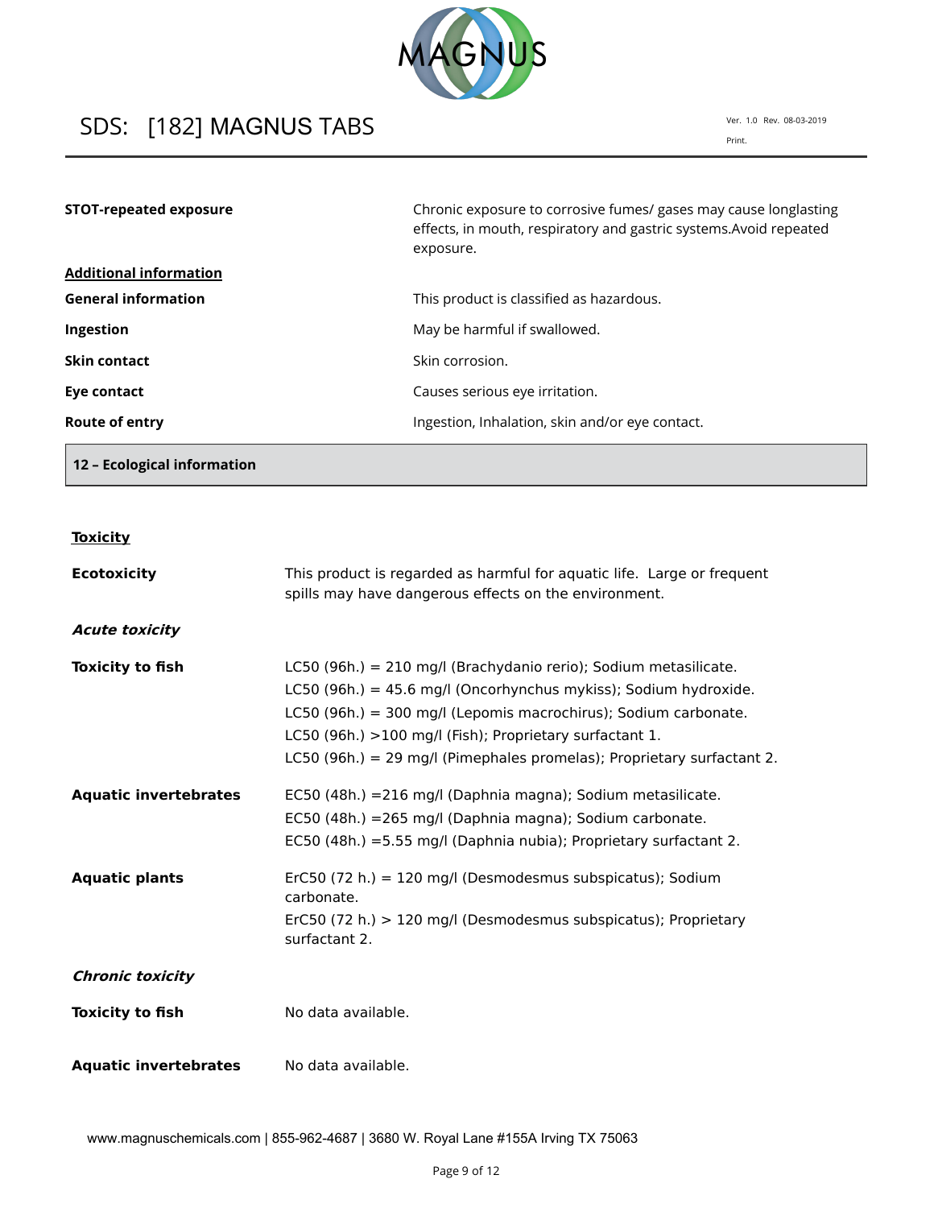| | |
|---|---|
| **STOT-repeated exposure** | Chronic exposure to corrosive fumes/ gases may cause longlasting effects, in mouth, respiratory and gastric systems.Avoid repeated exposure. |

**Additional information**

| | |
|---|---|
| **General information** | This product is classified as hazardous. |
| **Ingestion** | May be harmful if swallowed. |
| **Skin contact** | Skin corrosion. |
| **Eye contact** | Causes serious eye irritation. |
| **Route of entry** | Ingestion, Inhalation, skin and/or eye contact. |

## 12 – Ecological information

**Toxicity**

**Ecotoxicity** This product is regarded as harmful for aquatic life. Large or frequent spills may have dangerous effects on the environment.

***Acute toxicity***

**Toxicity to fish**

LC50 (96h.) = 210 mg/l (Brachydanio rerio); Sodium metasilicate.
LC50 (96h.) = 45.6 mg/l (Oncorhynchus mykiss); Sodium hydroxide.
LC50 (96h.) = 300 mg/l (Lepomis macrochirus); Sodium carbonate.
LC50 (96h.) >100 mg/l (Fish); Proprietary surfactant 1.
LC50 (96h.) = 29 mg/l (Pimephales promelas); Proprietary surfactant 2.

**Aquatic invertebrates**

EC50 (48h.) =216 mg/l (Daphnia magna); Sodium metasilicate.
EC50 (48h.) =265 mg/l (Daphnia magna); Sodium carbonate.
EC50 (48h.) =5.55 mg/l (Daphnia nubia); Proprietary surfactant 2.

**Aquatic plants**

ErC50 (72 h.) = 120 mg/l (Desmodesmus subspicatus); Sodium carbonate.
ErC50 (72 h.) > 120 mg/l (Desmodesmus subspicatus); Proprietary surfactant 2.

***Chronic toxicity***

**Toxicity to fish** No data available.

**Aquatic invertebrates** No data available.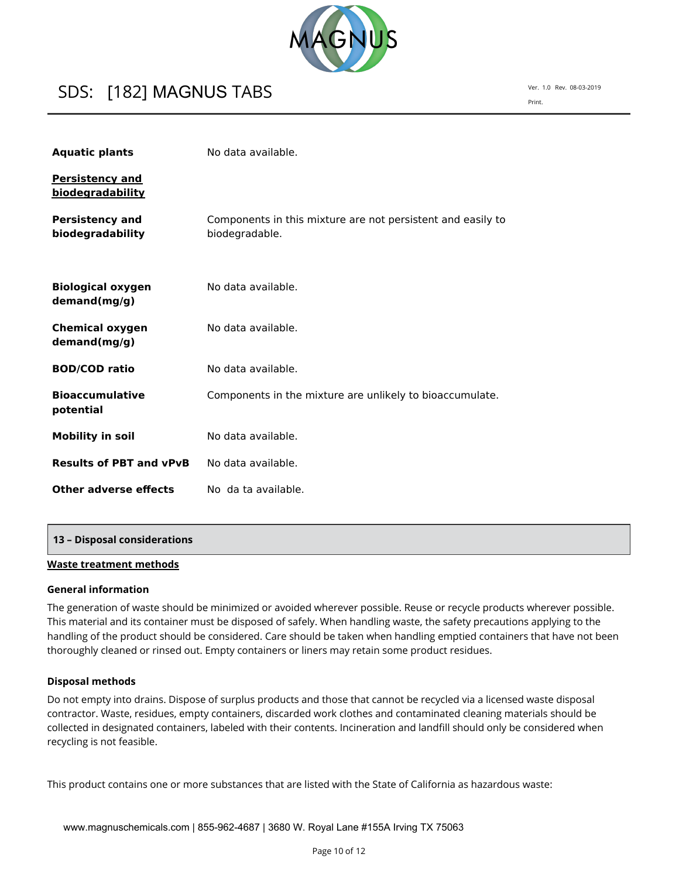| | |
|---|---|
| **Aquatic plants** | No data available. |

**Persistency and biodegradability**

| | |
|---|---|
| **Persistency and biodegradability** | Components in this mixture are not persistent and easily to biodegradable. |
| **Biological oxygen demand(mg/g)** | No data available. |
| **Chemical oxygen demand(mg/g)** | No data available. |
| **BOD/COD ratio** | No data available. |
| **Bioaccumulative potential** | Components in the mixture are unlikely to bioaccumulate. |
| **Mobility in soil** | No data available. |
| **Results of PBT and vPvB** | No data available. |
| **Other adverse effects** | No da ta available. |

## 13 – Disposal considerations

**Waste treatment methods**

### General information

The generation of waste should be minimized or avoided wherever possible. Reuse or recycle products wherever possible. This material and its container must be disposed of safely. When handling waste, the safety precautions applying to the handling of the product should be considered. Care should be taken when handling emptied containers that have not been thoroughly cleaned or rinsed out. Empty containers or liners may retain some product residues.

### Disposal methods

Do not empty into drains. Dispose of surplus products and those that cannot be recycled via a licensed waste disposal contractor. Waste, residues, empty containers, discarded work clothes and contaminated cleaning materials should be collected in designated containers, labeled with their contents. Incineration and landfill should only be considered when recycling is not feasible.

This product contains one or more substances that are listed with the State of California as hazardous waste: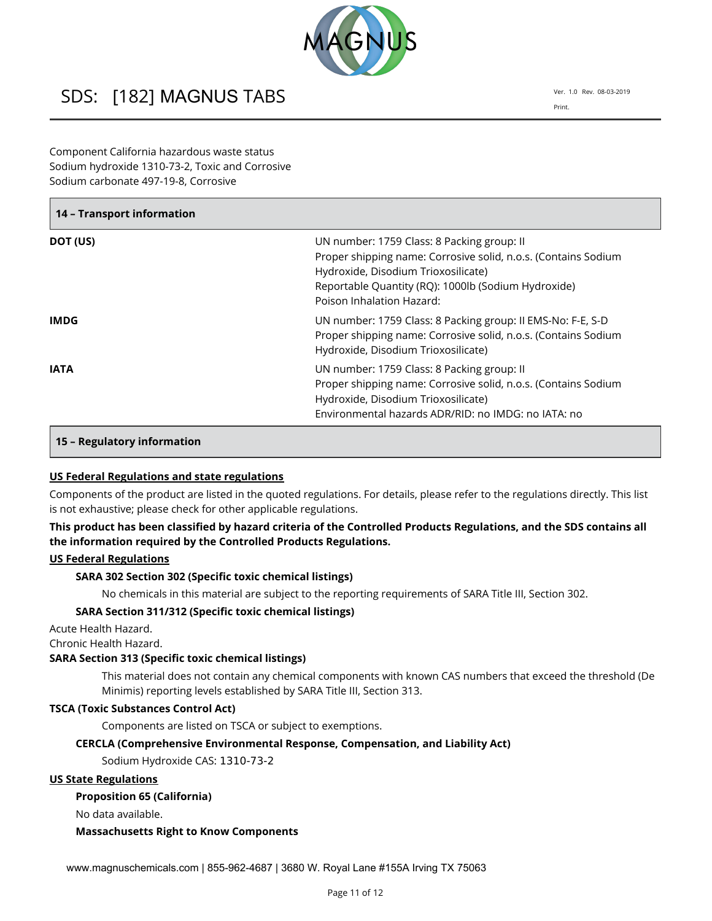Component California hazardous waste status
Sodium hydroxide 1310-73-2, Toxic and Corrosive
Sodium carbonate 497-19-8, Corrosive

## 14 – Transport information

| | |
|---|---|
| **DOT (US)** | UN number: 1759 Class: 8 Packing group: II<br>Proper shipping name: Corrosive solid, n.o.s. (Contains Sodium Hydroxide, Disodium Trioxosilicate)<br>Reportable Quantity (RQ): 1000lb (Sodium Hydroxide)<br>Poison Inhalation Hazard: |
| **IMDG** | UN number: 1759 Class: 8 Packing group: II EMS-No: F-E, S-D<br>Proper shipping name: Corrosive solid, n.o.s. (Contains Sodium Hydroxide, Disodium Trioxosilicate) |
| **IATA** | UN number: 1759 Class: 8 Packing group: II<br>Proper shipping name: Corrosive solid, n.o.s. (Contains Sodium Hydroxide, Disodium Trioxosilicate)<br>Environmental hazards ADR/RID: no IMDG: no IATA: no |

## 15 – Regulatory information

**US Federal Regulations and state regulations**

Components of the product are listed in the quoted regulations. For details, please refer to the regulations directly. This list is not exhaustive; please check for other applicable regulations.

**This product has been classified by hazard criteria of the Controlled Products Regulations, and the SDS contains all the information required by the Controlled Products Regulations.**

**US Federal Regulations**

**SARA 302 Section 302 (Specific toxic chemical listings)**

No chemicals in this material are subject to the reporting requirements of SARA Title III, Section 302.

**SARA Section 311/312 (Specific toxic chemical listings)**

Acute Health Hazard.
Chronic Health Hazard.

**SARA Section 313 (Specific toxic chemical listings)**

This material does not contain any chemical components with known CAS numbers that exceed the threshold (De Minimis) reporting levels established by SARA Title III, Section 313.

**TSCA (Toxic Substances Control Act)**

Components are listed on TSCA or subject to exemptions.

**CERCLA (Comprehensive Environmental Response, Compensation, and Liability Act)**

Sodium Hydroxide CAS: 1310-73-2

**US State Regulations**

**Proposition 65 (California)**

No data available.

**Massachusetts Right to Know Components**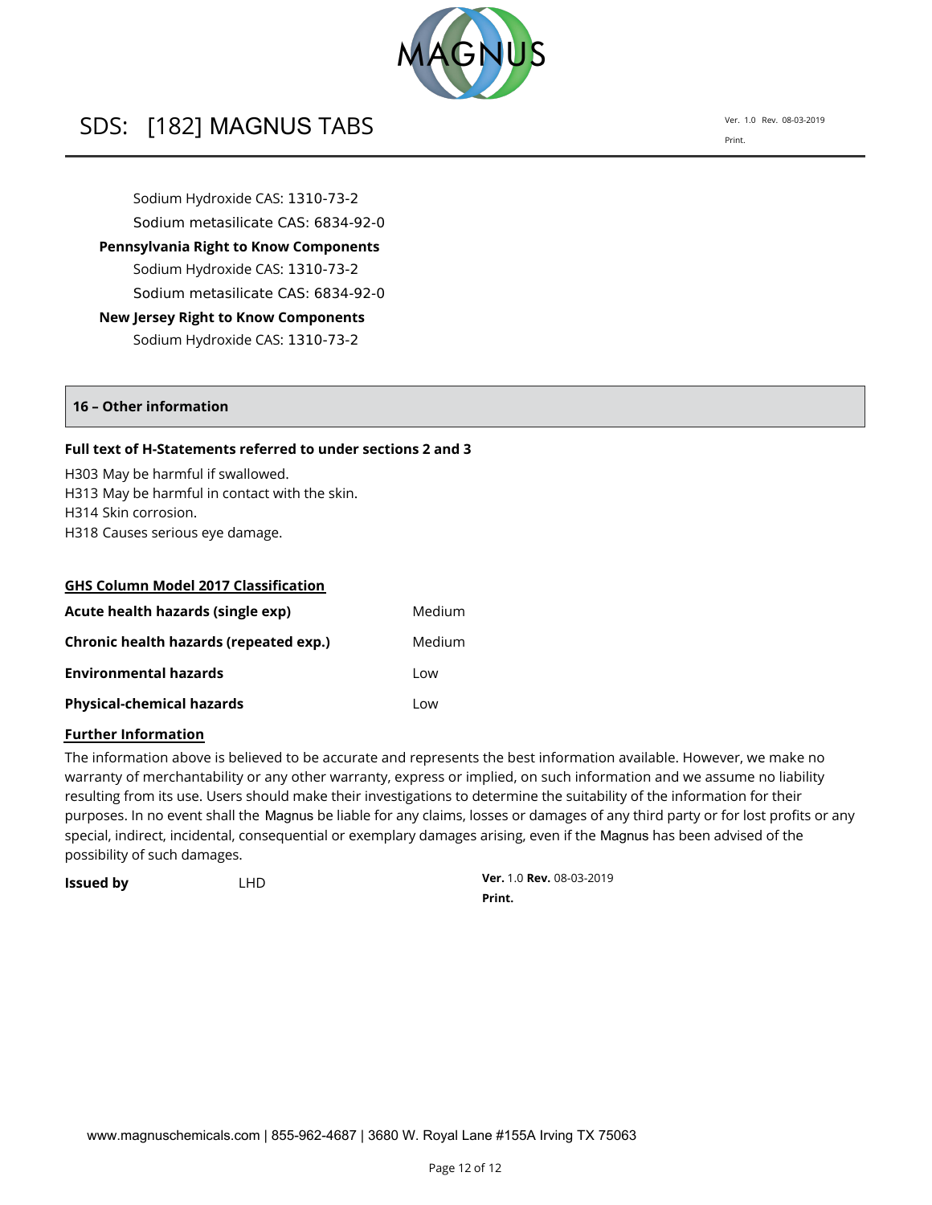Sodium Hydroxide CAS: 1310-73-2

Sodium metasilicate CAS: 6834-92-0

**Pennsylvania Right to Know Components**

Sodium Hydroxide CAS: 1310-73-2

Sodium metasilicate CAS: 6834-92-0

**New Jersey Right to Know Components**

Sodium Hydroxide CAS: 1310-73-2

## 16 – Other information

**Full text of H-Statements referred to under sections 2 and 3**

H303 May be harmful if swallowed.
H313 May be harmful in contact with the skin.
H314 Skin corrosion.
H318 Causes serious eye damage.

**GHS Column Model 2017 Classification**

| | |
|---|---|
| **Acute health hazards (single exp)** | Medium |
| **Chronic health hazards (repeated exp.)** | Medium |
| **Environmental hazards** | Low |
| **Physical-chemical hazards** | Low |

**Further Information**

The information above is believed to be accurate and represents the best information available. However, we make no warranty of merchantability or any other warranty, express or implied, on such information and we assume no liability resulting from its use. Users should make their investigations to determine the suitability of the information for their purposes. In no event shall the Magnus be liable for any claims, losses or damages of any third party or for lost profits or any special, indirect, incidental, consequential or exemplary damages arising, even if the Magnus has been advised of the possibility of such damages.

**Issued by** LHD

**Ver.** 1.0 **Rev.** 08-03-2019
**Print.**